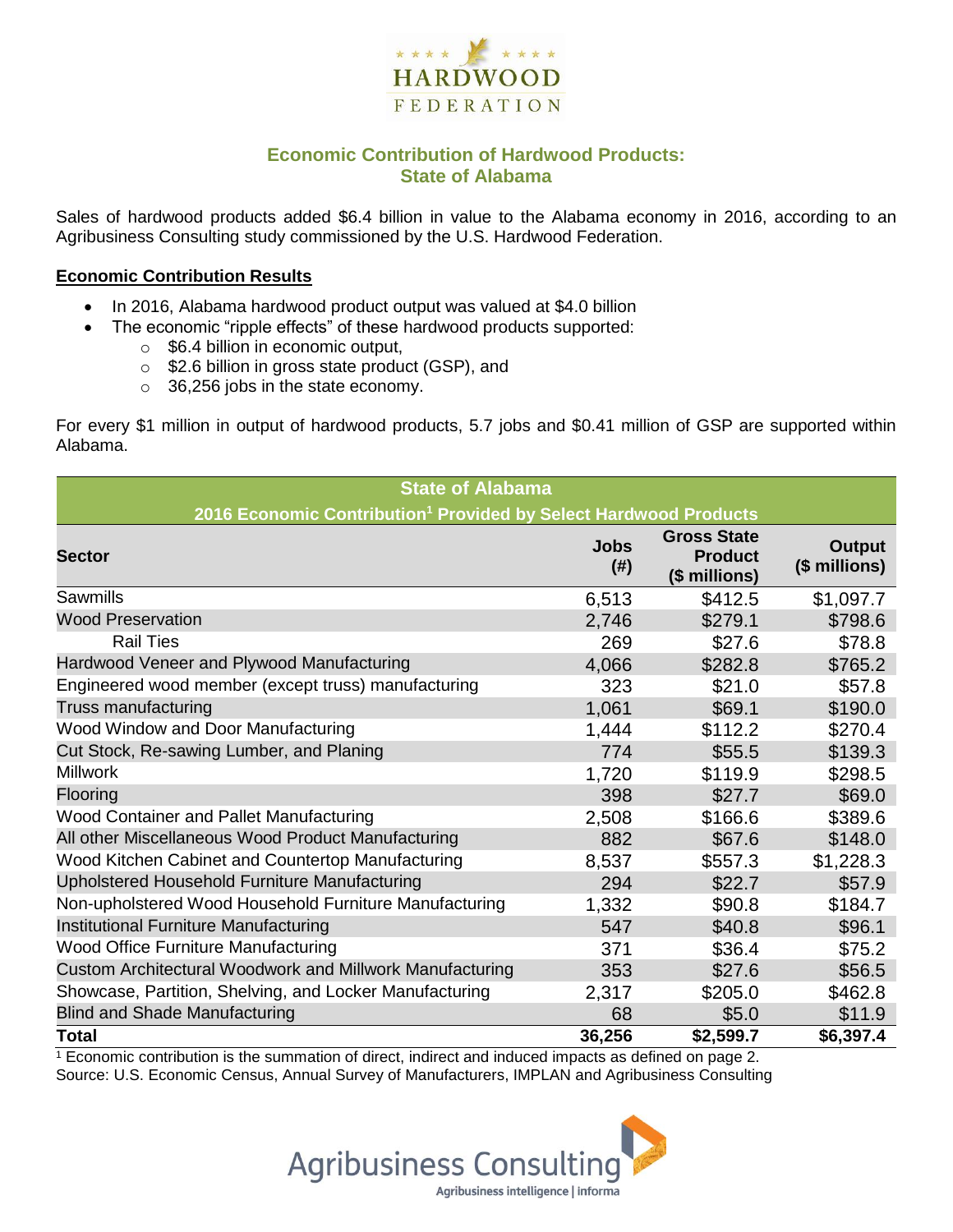HARDWOOD FEDERATION

## Economic Contribution of Hardwood Products: State of Alabama

Sales of hardwood products added $6.4 billion in value to the Alabama economy in 2016, according to an Agribusiness Consulting study commissioned by the U.S. Hardwood Federation.

**Economic Contribution Results**

- In 2016, Alabama hardwood product output was valued at $4.0 billion
- The economic "ripple effects" of these hardwood products supported:
  - $6.4 billion in economic output,
  - $2.6 billion in gross state product (GSP), and
  - 36,256 jobs in the state economy.

For every $1 million in output of hardwood products, 5.7 jobs and $0.41 million of GSP are supported within Alabama.

**State of Alabama**

**2016 Economic Contribution[1] Provided by Select Hardwood Products**

| Sector | Jobs (#) | Gross State Product ($ millions) | Output ($ millions) |
|---|---|---|---|
| Sawmills | 6,513 | $412.5 | $1,097.7 |
| Wood Preservation | 2,746 | $279.1 | $798.6 |
| Rail Ties | 269 | $27.6 | $78.8 |
| Hardwood Veneer and Plywood Manufacturing | 4,066 | $282.8 | $765.2 |
| Engineered wood member (except truss) manufacturing | 323 | $21.0 | $57.8 |
| Truss manufacturing | 1,061 | $69.1 | $190.0 |
| Wood Window and Door Manufacturing | 1,444 | $112.2 | $270.4 |
| Cut Stock, Re-sawing Lumber, and Planing | 774 | $55.5 | $139.3 |
| Millwork | 1,720 | $119.9 | $298.5 |
| Flooring | 398 | $27.7 | $69.0 |
| Wood Container and Pallet Manufacturing | 2,508 | $166.6 | $389.6 |
| All other Miscellaneous Wood Product Manufacturing | 882 | $67.6 | $148.0 |
| Wood Kitchen Cabinet and Countertop Manufacturing | 8,537 | $557.3 | $1,228.3 |
| Upholstered Household Furniture Manufacturing | 294 | $22.7 | $57.9 |
| Non-upholstered Wood Household Furniture Manufacturing | 1,332 | $90.8 | $184.7 |
| Institutional Furniture Manufacturing | 547 | $40.8 | $96.1 |
| Wood Office Furniture Manufacturing | 371 | $36.4 | $75.2 |
| Custom Architectural Woodwork and Millwork Manufacturing | 353 | $27.6 | $56.5 |
| Showcase, Partition, Shelving, and Locker Manufacturing | 2,317 | $205.0 | $462.8 |
| Blind and Shade Manufacturing | 68 | $5.0 | $11.9 |
| **Total** | **36,256** | **$2,599.7** | **$6,397.4** |

[1] Economic contribution is the summation of direct, indirect and induced impacts as defined on page 2.

Source: U.S. Economic Census, Annual Survey of Manufacturers, IMPLAN and Agribusiness Consulting

Agribusiness Consulting

Agribusiness intelligence | informa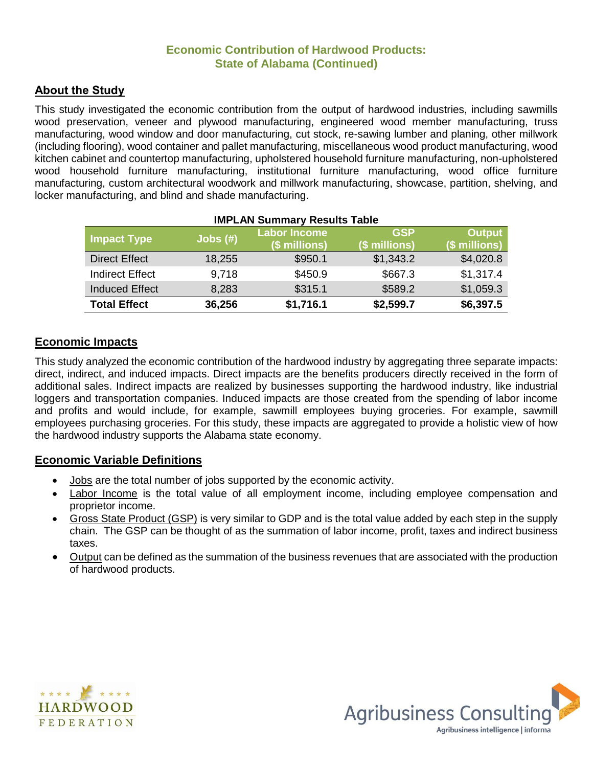**Economic Contribution of Hardwood Products:**
**State of Alabama (Continued)**

## About the Study

This study investigated the economic contribution from the output of hardwood industries, including sawmills wood preservation, veneer and plywood manufacturing, engineered wood member manufacturing, truss manufacturing, wood window and door manufacturing, cut stock, re-sawing lumber and planing, other millwork (including flooring), wood container and pallet manufacturing, miscellaneous wood product manufacturing, wood kitchen cabinet and countertop manufacturing, upholstered household furniture manufacturing, non-upholstered wood household furniture manufacturing, institutional furniture manufacturing, wood office furniture manufacturing, custom architectural woodwork and millwork manufacturing, showcase, partition, shelving, and locker manufacturing, and blind and shade manufacturing.

**IMPLAN Summary Results Table**

| Impact Type | Jobs (#) | Labor Income ($ millions) | GSP ($ millions) | Output ($ millions) |
|---|---|---|---|---|
| Direct Effect | 18,255 | $950.1 | $1,343.2 | $4,020.8 |
| Indirect Effect | 9,718 | $450.9 | $667.3 | $1,317.4 |
| Induced Effect | 8,283 | $315.1 | $589.2 | $1,059.3 |
| **Total Effect** | **36,256** | **$1,716.1** | **$2,599.7** | **$6,397.5** |

## Economic Impacts

This study analyzed the economic contribution of the hardwood industry by aggregating three separate impacts: direct, indirect, and induced impacts. Direct impacts are the benefits producers directly received in the form of additional sales. Indirect impacts are realized by businesses supporting the hardwood industry, like industrial loggers and transportation companies. Induced impacts are those created from the spending of labor income and profits and would include, for example, sawmill employees buying groceries. For example, sawmill employees purchasing groceries. For this study, these impacts are aggregated to provide a holistic view of how the hardwood industry supports the Alabama state economy.

## Economic Variable Definitions

- Jobs are the total number of jobs supported by the economic activity.
- Labor Income is the total value of all employment income, including employee compensation and proprietor income.
- Gross State Product (GSP) is very similar to GDP and is the total value added by each step in the supply chain. The GSP can be thought of as the summation of labor income, profit, taxes and indirect business taxes.
- Output can be defined as the summation of the business revenues that are associated with the production of hardwood products.

HARDWOOD FEDERATION

Agribusiness Consulting
Agribusiness intelligence | informa